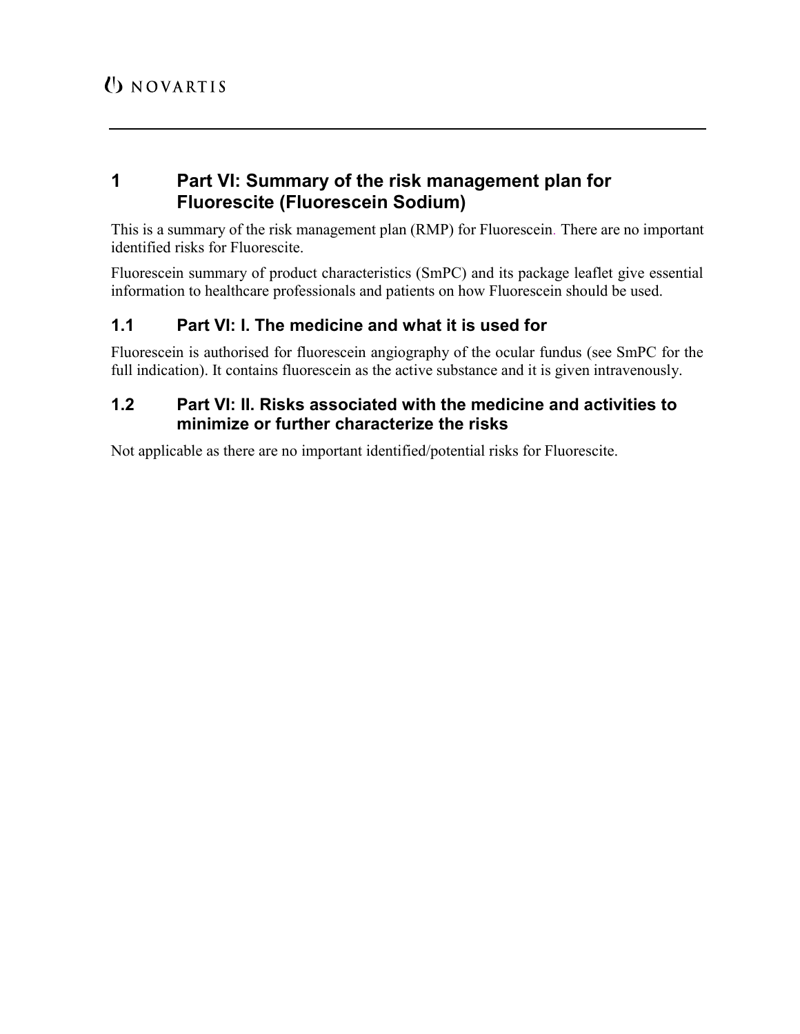# 1 Part VI: Summary of the risk management plan for Fluorescite (Fluorescein Sodium)

This is a summary of the risk management plan (RMP) for Fluorescein. There are no important identified risks for Fluorescite.

Fluorescein summary of product characteristics (SmPC) and its package leaflet give essential information to healthcare professionals and patients on how Fluorescein should be used.

## 1.1 Part VI: I. The medicine and what it is used for

Fluorescein is authorised for fluorescein angiography of the ocular fundus (see SmPC for the full indication). It contains fluorescein as the active substance and it is given intravenously.

## 1.2 Part VI: II. Risks associated with the medicine and activities to minimize or further characterize the risks

Not applicable as there are no important identified/potential risks for Fluorescite.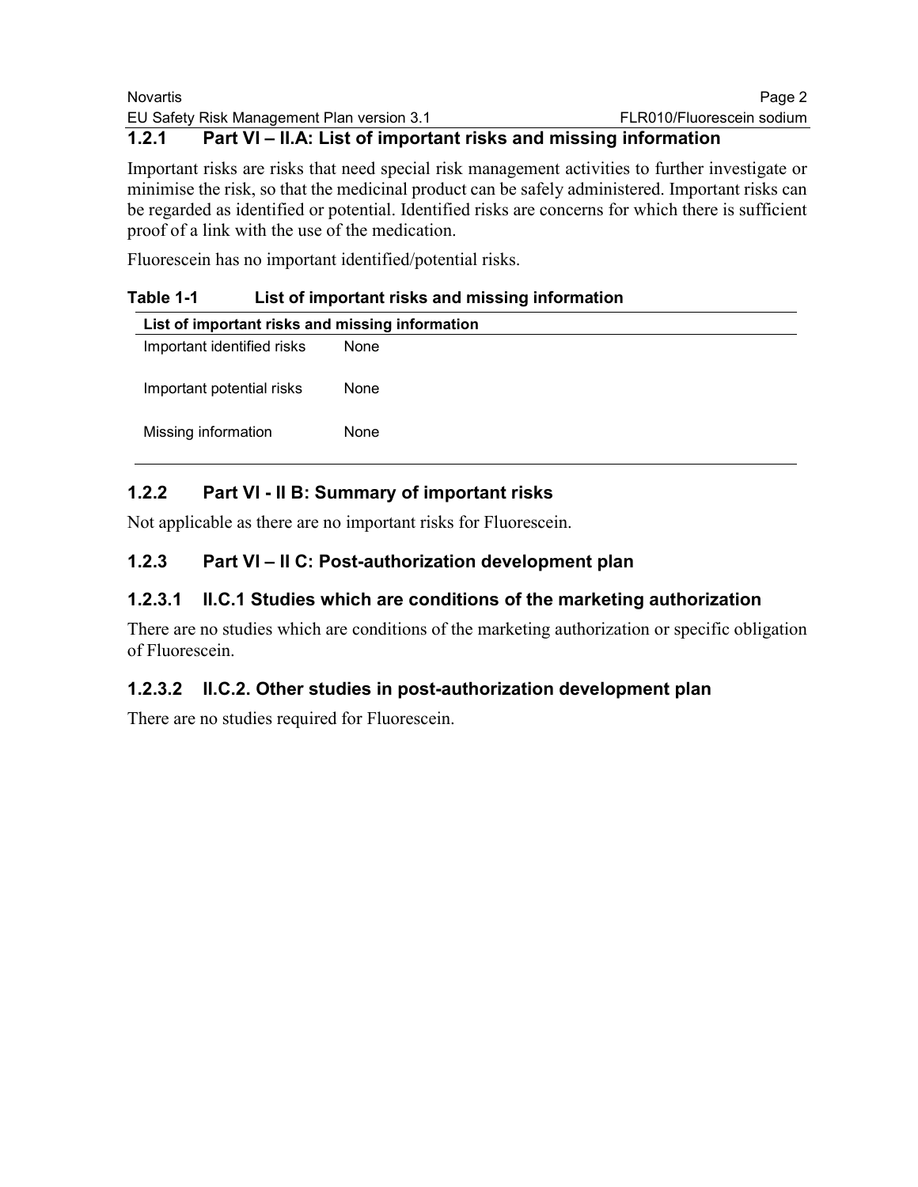### 1.2.1 Part VI – II.A: List of important risks and missing information

Important risks are risks that need special risk management activities to further investigate or minimise the risk, so that the medicinal product can be safely administered. Important risks can be regarded as identified or potential. Identified risks are concerns for which there is sufficient proof of a link with the use of the medication.

Fluorescein has no important identified/potential risks.

**Table 1-1 List of important risks and missing information**

| List of important risks and missing information | |
|---|---|
| Important identified risks | None |
| Important potential risks | None |
| Missing information | None |

### 1.2.2 Part VI - II B: Summary of important risks

Not applicable as there are no important risks for Fluorescein.

### 1.2.3 Part VI – II C: Post-authorization development plan

#### 1.2.3.1 II.C.1 Studies which are conditions of the marketing authorization

There are no studies which are conditions of the marketing authorization or specific obligation of Fluorescein.

#### 1.2.3.2 II.C.2. Other studies in post-authorization development plan

There are no studies required for Fluorescein.